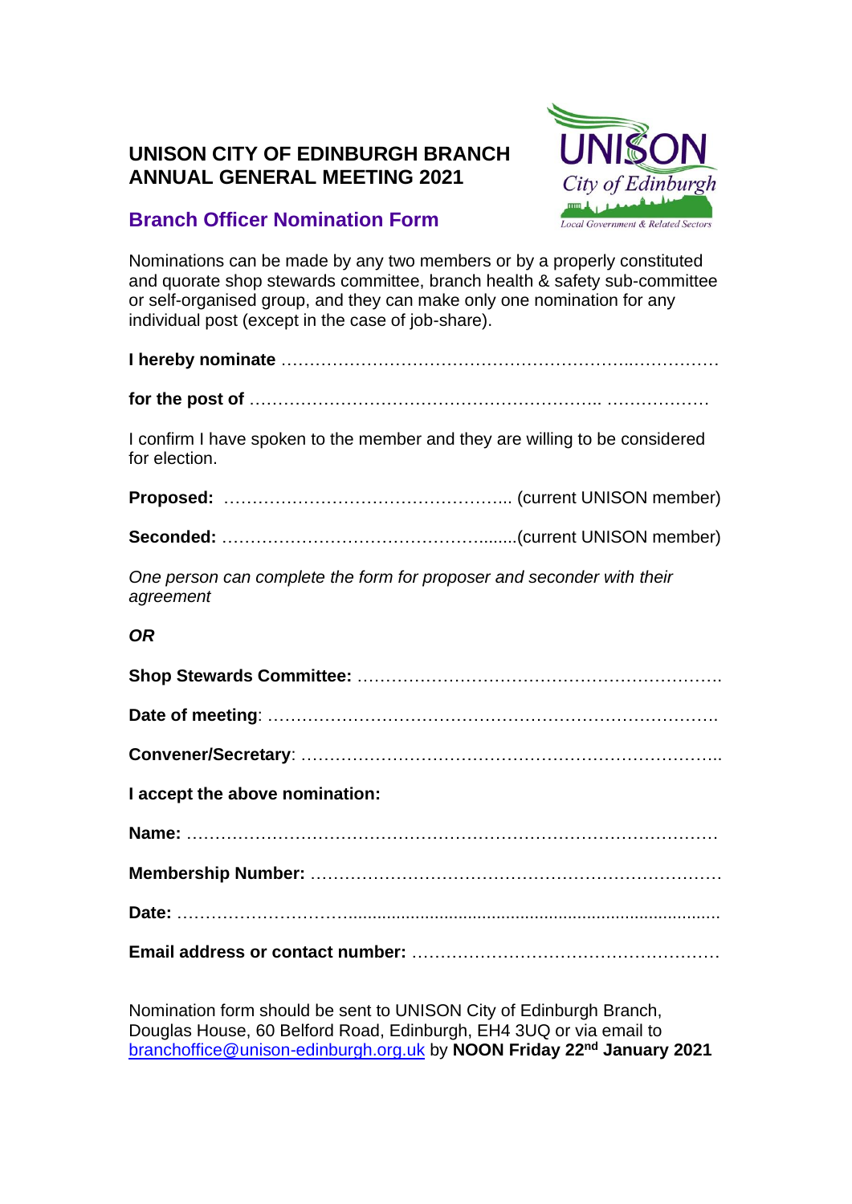# UNISON CITY OF EDINBURGH BRANCH ANNUAL GENERAL MEETING 2021

## Branch Officer Nomination Form

Nominations can be made by any two members or by a properly constituted and quorate shop stewards committee, branch health & safety sub-committee or self-organised group, and they can make only one nomination for any individual post (except in the case of job-share).

**I hereby nominate** ………………………………………………………..……………

**for the post of** …………………………………………………….. ………………

I confirm I have spoken to the member and they are willing to be considered for election.

**Proposed:** ………………………………………….. (current UNISON member)

**Seconded:** ………………………………………........(current UNISON member)

*One person can complete the form for proposer and seconder with their agreement*

***OR***

**Shop Stewards Committee:** ……………………………………………………….

**Date of meeting**: …………………………………………………………………….

**Convener/Secretary**: ………………………………………………………………..

**I accept the above nomination:**

**Name:** ……………………………………………………………………………

**Membership Number:** ………………………………………………………………

**Date:** ……………………….......................................................................

**Email address or contact number:** ………………………………………………

Nomination form should be sent to UNISON City of Edinburgh Branch, Douglas House, 60 Belford Road, Edinburgh, EH4 3UQ or via email to branchoffice@unison-edinburgh.org.uk by **NOON Friday 22nd January 2021**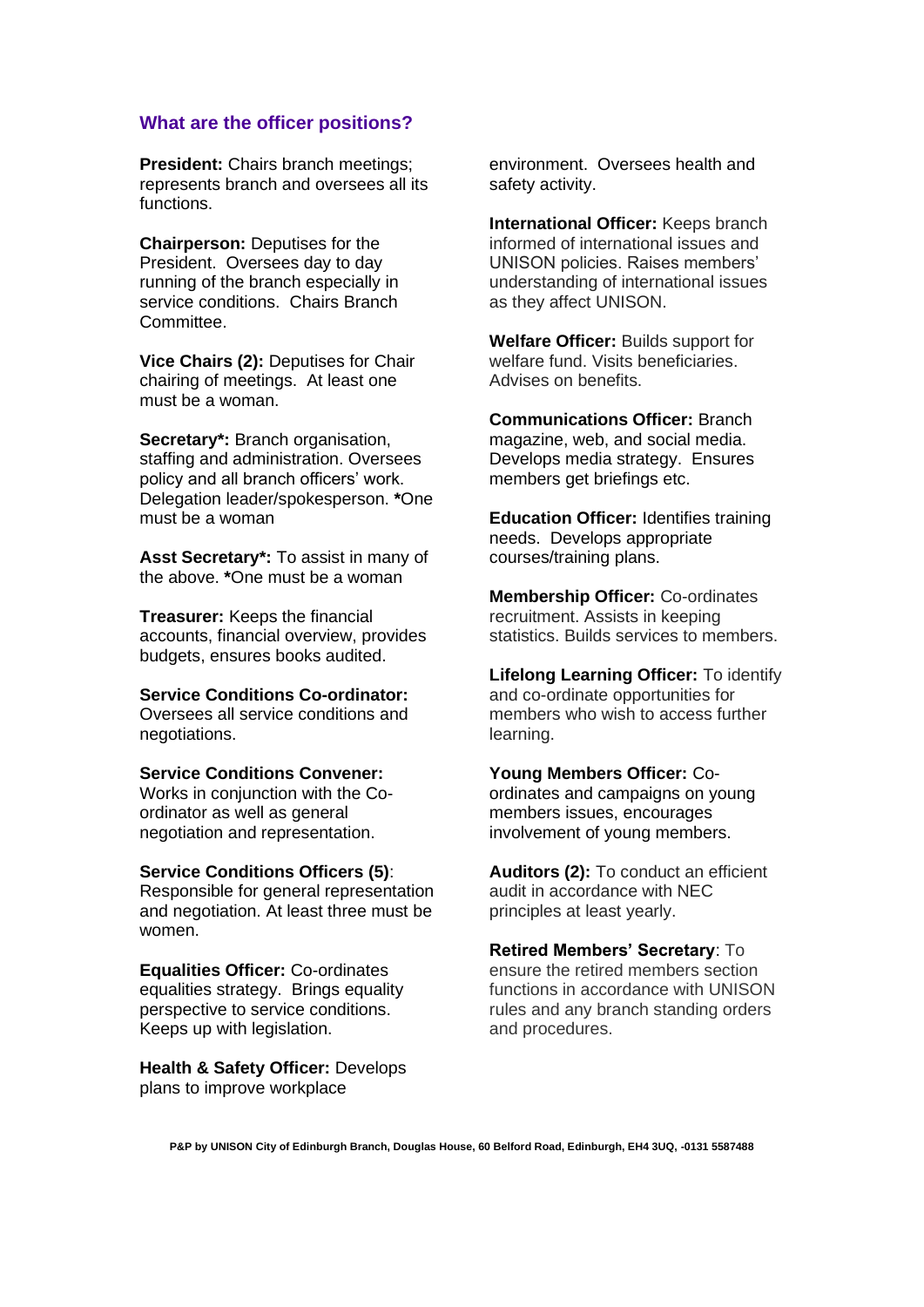## What are the officer positions?

**President:** Chairs branch meetings; represents branch and oversees all its functions.

**Chairperson:** Deputises for the President. Oversees day to day running of the branch especially in service conditions. Chairs Branch Committee.

**Vice Chairs (2):** Deputises for Chair chairing of meetings. At least one must be a woman.

**Secretary*:** Branch organisation, staffing and administration. Oversees policy and all branch officers' work. Delegation leader/spokesperson. ***One must be a woman

**Asst Secretary*:** To assist in many of the above. ***One must be a woman

**Treasurer:** Keeps the financial accounts, financial overview, provides budgets, ensures books audited.

**Service Conditions Co-ordinator:** Oversees all service conditions and negotiations.

**Service Conditions Convener:** Works in conjunction with the Co-ordinator as well as general negotiation and representation.

**Service Conditions Officers (5)**: Responsible for general representation and negotiation. At least three must be women.

**Equalities Officer:** Co-ordinates equalities strategy. Brings equality perspective to service conditions. Keeps up with legislation.

**Health & Safety Officer:** Develops plans to improve workplace environment. Oversees health and safety activity.

**International Officer:** Keeps branch informed of international issues and UNISON policies. Raises members' understanding of international issues as they affect UNISON.

**Welfare Officer:** Builds support for welfare fund. Visits beneficiaries. Advises on benefits.

**Communications Officer:** Branch magazine, web, and social media. Develops media strategy. Ensures members get briefings etc.

**Education Officer:** Identifies training needs. Develops appropriate courses/training plans.

**Membership Officer:** Co-ordinates recruitment. Assists in keeping statistics. Builds services to members.

**Lifelong Learning Officer:** To identify and co-ordinate opportunities for members who wish to access further learning.

**Young Members Officer:** Co-ordinates and campaigns on young members issues, encourages involvement of young members.

**Auditors (2):** To conduct an efficient audit in accordance with NEC principles at least yearly.

**Retired Members' Secretary**: To ensure the retired members section functions in accordance with UNISON rules and any branch standing orders and procedures.

**P&P by UNISON City of Edinburgh Branch, Douglas House, 60 Belford Road, Edinburgh, EH4 3UQ, -0131 5587488**